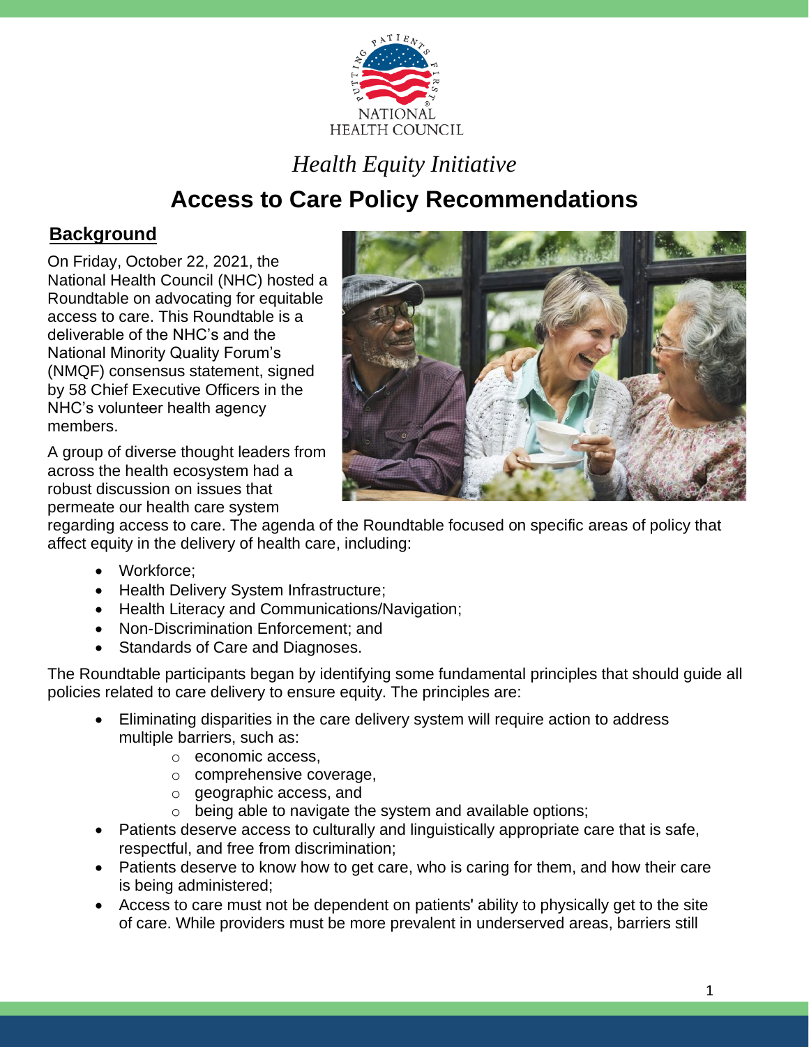*Health Equity Initiative*

# Access to Care Policy Recommendations

## Background

On Friday, October 22, 2021, the National Health Council (NHC) hosted a Roundtable on advocating for equitable access to care. This Roundtable is a deliverable of the NHC's and the National Minority Quality Forum's (NMQF) consensus statement, signed by 58 Chief Executive Officers in the NHC's volunteer health agency members.

A group of diverse thought leaders from across the health ecosystem had a robust discussion on issues that permeate our health care system regarding access to care. The agenda of the Roundtable focused on specific areas of policy that affect equity in the delivery of health care, including:

- Workforce;
- Health Delivery System Infrastructure;
- Health Literacy and Communications/Navigation;
- Non-Discrimination Enforcement; and
- Standards of Care and Diagnoses.

The Roundtable participants began by identifying some fundamental principles that should guide all policies related to care delivery to ensure equity. The principles are:

- Eliminating disparities in the care delivery system will require action to address multiple barriers, such as:
  - economic access,
  - comprehensive coverage,
  - geographic access, and
  - being able to navigate the system and available options;
- Patients deserve access to culturally and linguistically appropriate care that is safe, respectful, and free from discrimination;
- Patients deserve to know how to get care, who is caring for them, and how their care is being administered;
- Access to care must not be dependent on patients' ability to physically get to the site of care. While providers must be more prevalent in underserved areas, barriers still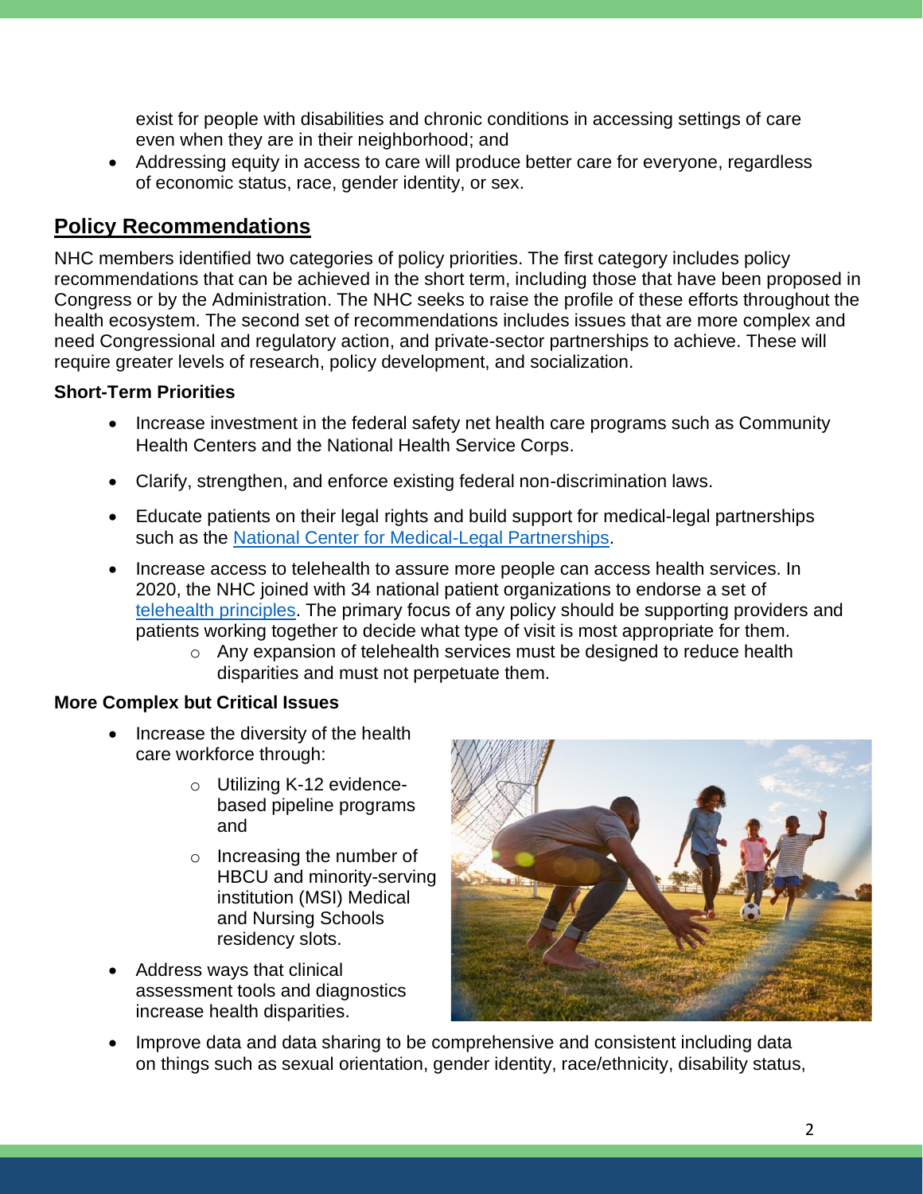exist for people with disabilities and chronic conditions in accessing settings of care even when they are in their neighborhood; and
- Addressing equity in access to care will produce better care for everyone, regardless of economic status, race, gender identity, or sex.

## Policy Recommendations

NHC members identified two categories of policy priorities. The first category includes policy recommendations that can be achieved in the short term, including those that have been proposed in Congress or by the Administration. The NHC seeks to raise the profile of these efforts throughout the health ecosystem. The second set of recommendations includes issues that are more complex and need Congressional and regulatory action, and private-sector partnerships to achieve. These will require greater levels of research, policy development, and socialization.

### Short-Term Priorities

- Increase investment in the federal safety net health care programs such as Community Health Centers and the National Health Service Corps.
- Clarify, strengthen, and enforce existing federal non-discrimination laws.
- Educate patients on their legal rights and build support for medical-legal partnerships such as the National Center for Medical-Legal Partnerships.
- Increase access to telehealth to assure more people can access health services. In 2020, the NHC joined with 34 national patient organizations to endorse a set of telehealth principles. The primary focus of any policy should be supporting providers and patients working together to decide what type of visit is most appropriate for them.
  - Any expansion of telehealth services must be designed to reduce health disparities and must not perpetuate them.

### More Complex but Critical Issues

- Increase the diversity of the health care workforce through:
  - Utilizing K-12 evidence-based pipeline programs and
  - Increasing the number of HBCU and minority-serving institution (MSI) Medical and Nursing Schools residency slots.
- Address ways that clinical assessment tools and diagnostics increase health disparities.
- Improve data and data sharing to be comprehensive and consistent including data on things such as sexual orientation, gender identity, race/ethnicity, disability status,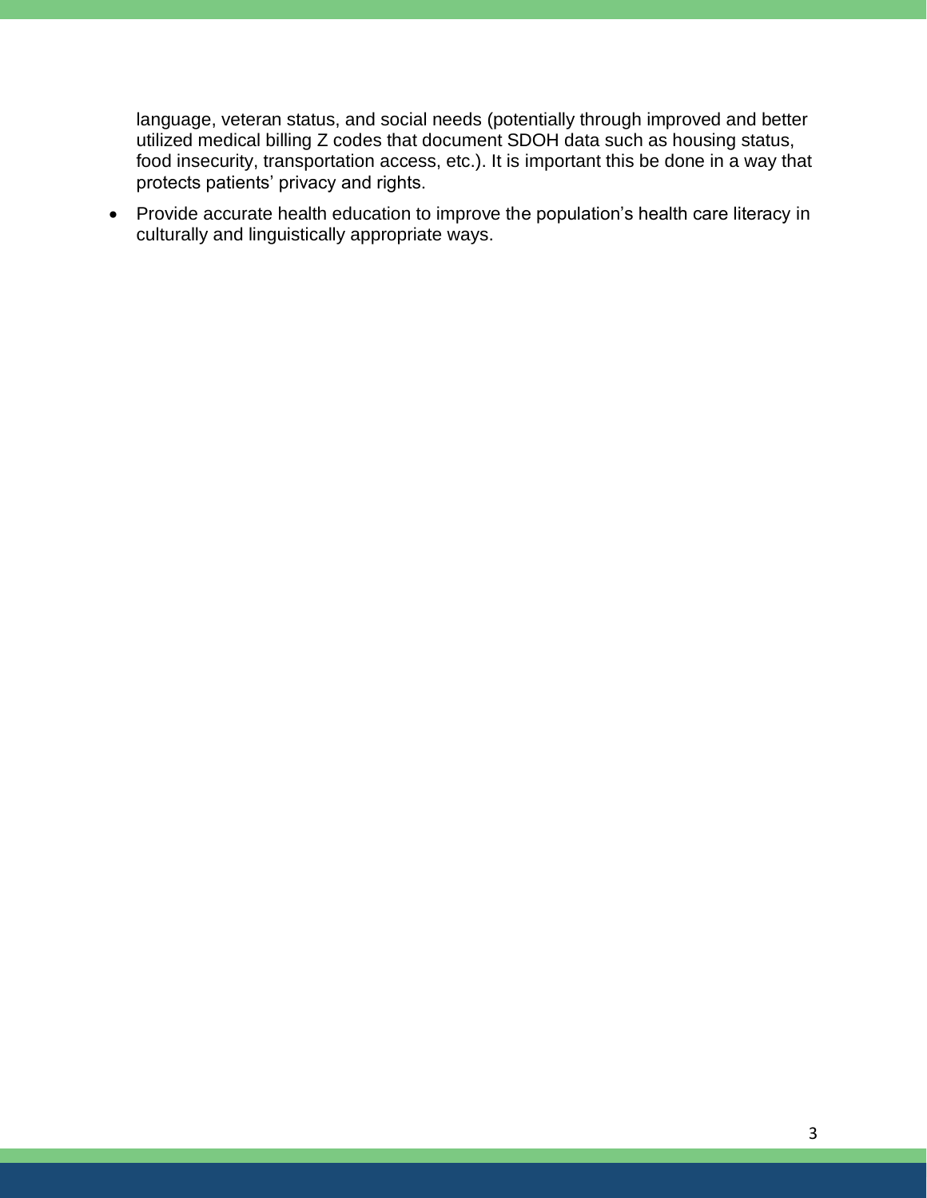language, veteran status, and social needs (potentially through improved and better utilized medical billing Z codes that document SDOH data such as housing status, food insecurity, transportation access, etc.). It is important this be done in a way that protects patients' privacy and rights.

- Provide accurate health education to improve the population's health care literacy in culturally and linguistically appropriate ways.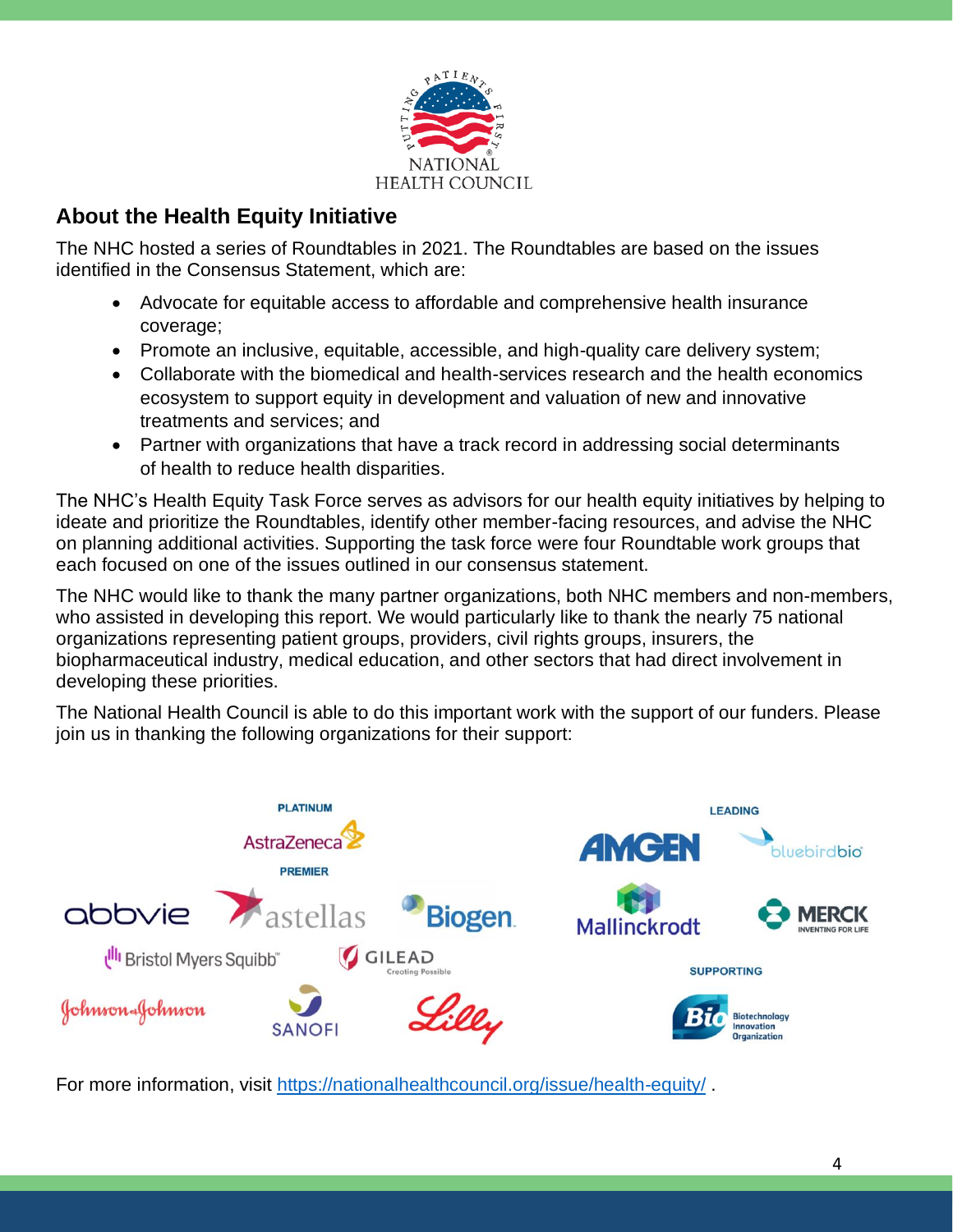## About the Health Equity Initiative

The NHC hosted a series of Roundtables in 2021. The Roundtables are based on the issues identified in the Consensus Statement, which are:

- Advocate for equitable access to affordable and comprehensive health insurance coverage;
- Promote an inclusive, equitable, accessible, and high-quality care delivery system;
- Collaborate with the biomedical and health-services research and the health economics ecosystem to support equity in development and valuation of new and innovative treatments and services; and
- Partner with organizations that have a track record in addressing social determinants of health to reduce health disparities.

The NHC's Health Equity Task Force serves as advisors for our health equity initiatives by helping to ideate and prioritize the Roundtables, identify other member-facing resources, and advise the NHC on planning additional activities. Supporting the task force were four Roundtable work groups that each focused on one of the issues outlined in our consensus statement.

The NHC would like to thank the many partner organizations, both NHC members and non-members, who assisted in developing this report. We would particularly like to thank the nearly 75 national organizations representing patient groups, providers, civil rights groups, insurers, the biopharmaceutical industry, medical education, and other sectors that had direct involvement in developing these priorities.

The National Health Council is able to do this important work with the support of our funders. Please join us in thanking the following organizations for their support:

PLATINUM

AstraZeneca

PREMIER

abbvie, astellas, Biogen, Bristol Myers Squibb, GILEAD, Johnson & Johnson, SANOFI, Lilly

LEADING

AMGEN, bluebirdbio, Mallinckrodt, MERCK

SUPPORTING

Biotechnology Innovation Organization

For more information, visit https://nationalhealthcouncil.org/issue/health-equity/ .